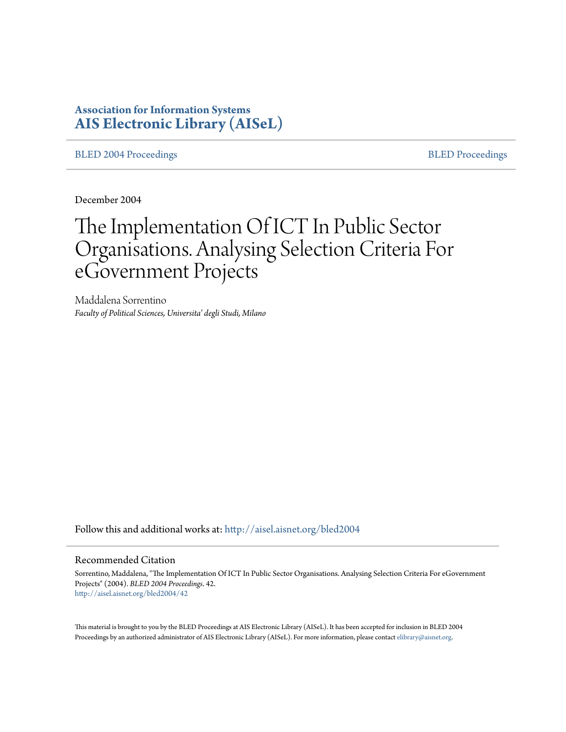**Association for Information Systems**
**AIS Electronic Library (AISeL)**

BLED 2004 Proceedings | BLED Proceedings

December 2004

# The Implementation Of ICT In Public Sector Organisations. Analysing Selection Criteria For eGovernment Projects

Maddalena Sorrentino
*Faculty of Political Sciences, Universita' degli Studi, Milano*

Follow this and additional works at: http://aisel.aisnet.org/bled2004

## Recommended Citation

Sorrentino, Maddalena, "The Implementation Of ICT In Public Sector Organisations. Analysing Selection Criteria For eGovernment Projects" (2004). *BLED 2004 Proceedings*. 42.
http://aisel.aisnet.org/bled2004/42

This material is brought to you by the BLED Proceedings at AIS Electronic Library (AISeL). It has been accepted for inclusion in BLED 2004 Proceedings by an authorized administrator of AIS Electronic Library (AISeL). For more information, please contact elibrary@aisnet.org.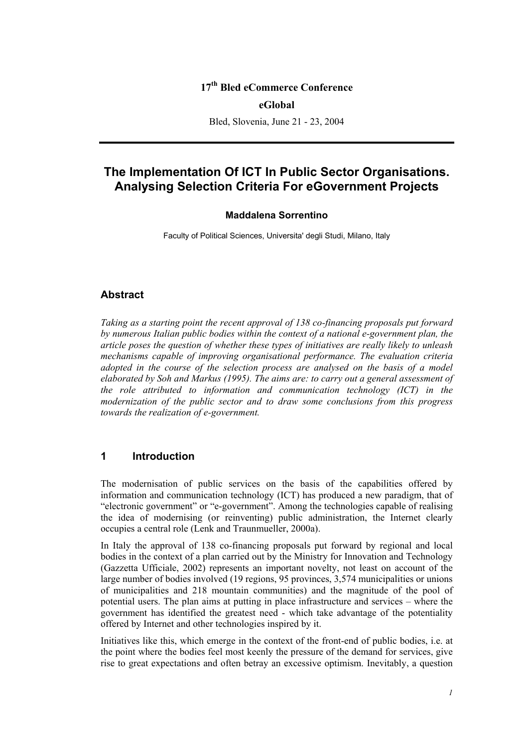**17th Bled eCommerce Conference**

**eGlobal**

Bled, Slovenia, June 21 - 23, 2004

# The Implementation Of ICT In Public Sector Organisations. Analysing Selection Criteria For eGovernment Projects

**Maddalena Sorrentino**

Faculty of Political Sciences, Universita' degli Studi, Milano, Italy

## Abstract

*Taking as a starting point the recent approval of 138 co-financing proposals put forward by numerous Italian public bodies within the context of a national e-government plan, the article poses the question of whether these types of initiatives are really likely to unleash mechanisms capable of improving organisational performance. The evaluation criteria adopted in the course of the selection process are analysed on the basis of a model elaborated by Soh and Markus (1995). The aims are: to carry out a general assessment of the role attributed to information and communication technology (ICT) in the modernization of the public sector and to draw some conclusions from this progress towards the realization of e-government.*

## 1 Introduction

The modernisation of public services on the basis of the capabilities offered by information and communication technology (ICT) has produced a new paradigm, that of "electronic government" or "e-government". Among the technologies capable of realising the idea of modernising (or reinventing) public administration, the Internet clearly occupies a central role (Lenk and Traunmueller, 2000a).

In Italy the approval of 138 co-financing proposals put forward by regional and local bodies in the context of a plan carried out by the Ministry for Innovation and Technology (Gazzetta Ufficiale, 2002) represents an important novelty, not least on account of the large number of bodies involved (19 regions, 95 provinces, 3,574 municipalities or unions of municipalities and 218 mountain communities) and the magnitude of the pool of potential users. The plan aims at putting in place infrastructure and services – where the government has identified the greatest need - which take advantage of the potentiality offered by Internet and other technologies inspired by it.

Initiatives like this, which emerge in the context of the front-end of public bodies, i.e. at the point where the bodies feel most keenly the pressure of the demand for services, give rise to great expectations and often betray an excessive optimism. Inevitably, a question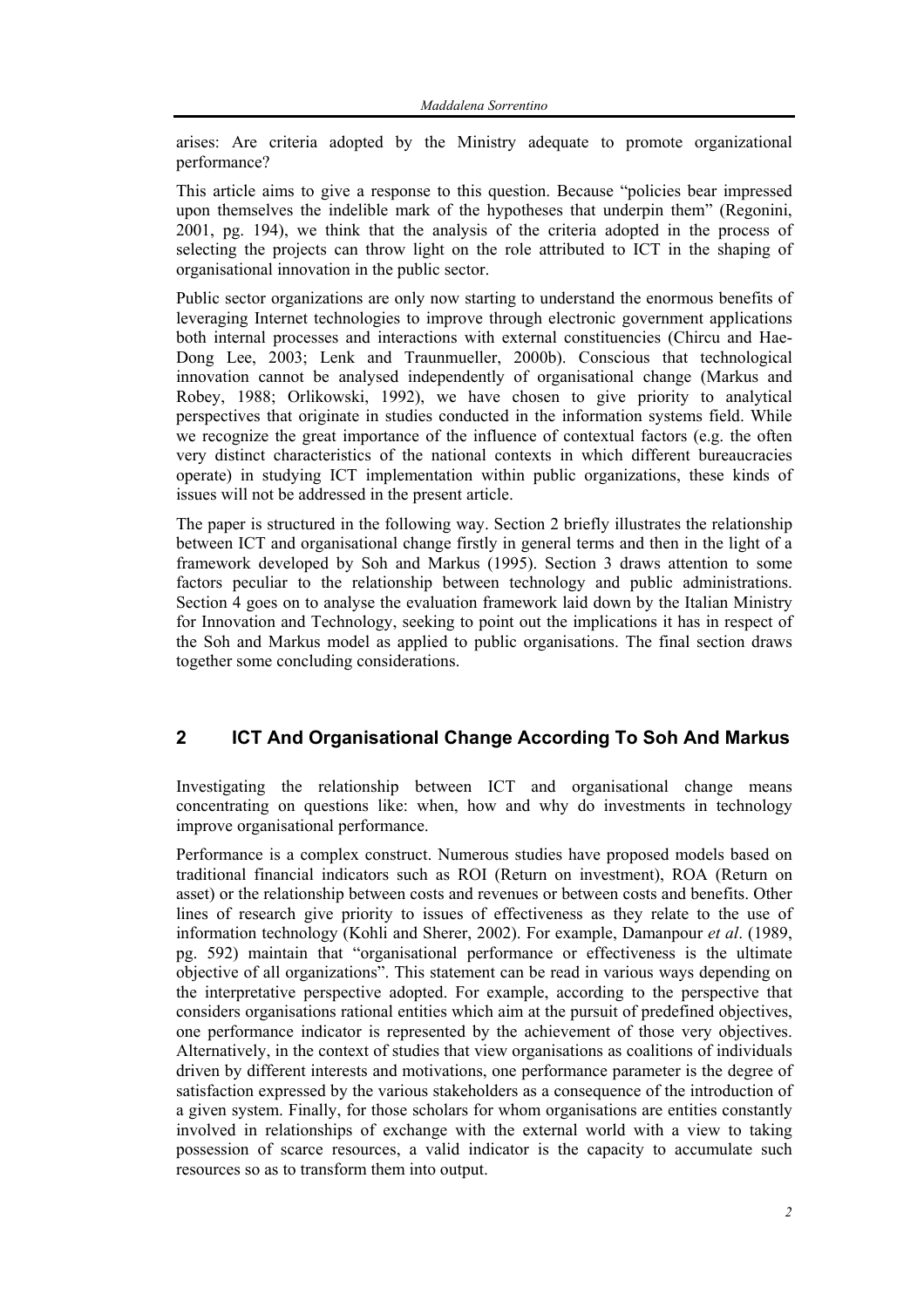arises: Are criteria adopted by the Ministry adequate to promote organizational performance?

This article aims to give a response to this question. Because "policies bear impressed upon themselves the indelible mark of the hypotheses that underpin them" (Regonini, 2001, pg. 194), we think that the analysis of the criteria adopted in the process of selecting the projects can throw light on the role attributed to ICT in the shaping of organisational innovation in the public sector.

Public sector organizations are only now starting to understand the enormous benefits of leveraging Internet technologies to improve through electronic government applications both internal processes and interactions with external constituencies (Chircu and Hae-Dong Lee, 2003; Lenk and Traunmueller, 2000b). Conscious that technological innovation cannot be analysed independently of organisational change (Markus and Robey, 1988; Orlikowski, 1992), we have chosen to give priority to analytical perspectives that originate in studies conducted in the information systems field. While we recognize the great importance of the influence of contextual factors (e.g. the often very distinct characteristics of the national contexts in which different bureaucracies operate) in studying ICT implementation within public organizations, these kinds of issues will not be addressed in the present article.

The paper is structured in the following way. Section 2 briefly illustrates the relationship between ICT and organisational change firstly in general terms and then in the light of a framework developed by Soh and Markus (1995). Section 3 draws attention to some factors peculiar to the relationship between technology and public administrations. Section 4 goes on to analyse the evaluation framework laid down by the Italian Ministry for Innovation and Technology, seeking to point out the implications it has in respect of the Soh and Markus model as applied to public organisations. The final section draws together some concluding considerations.

## 2 ICT And Organisational Change According To Soh And Markus

Investigating the relationship between ICT and organisational change means concentrating on questions like: when, how and why do investments in technology improve organisational performance.

Performance is a complex construct. Numerous studies have proposed models based on traditional financial indicators such as ROI (Return on investment), ROA (Return on asset) or the relationship between costs and revenues or between costs and benefits. Other lines of research give priority to issues of effectiveness as they relate to the use of information technology (Kohli and Sherer, 2002). For example, Damanpour *et al*. (1989, pg. 592) maintain that "organisational performance or effectiveness is the ultimate objective of all organizations". This statement can be read in various ways depending on the interpretative perspective adopted. For example, according to the perspective that considers organisations rational entities which aim at the pursuit of predefined objectives, one performance indicator is represented by the achievement of those very objectives. Alternatively, in the context of studies that view organisations as coalitions of individuals driven by different interests and motivations, one performance parameter is the degree of satisfaction expressed by the various stakeholders as a consequence of the introduction of a given system. Finally, for those scholars for whom organisations are entities constantly involved in relationships of exchange with the external world with a view to taking possession of scarce resources, a valid indicator is the capacity to accumulate such resources so as to transform them into output.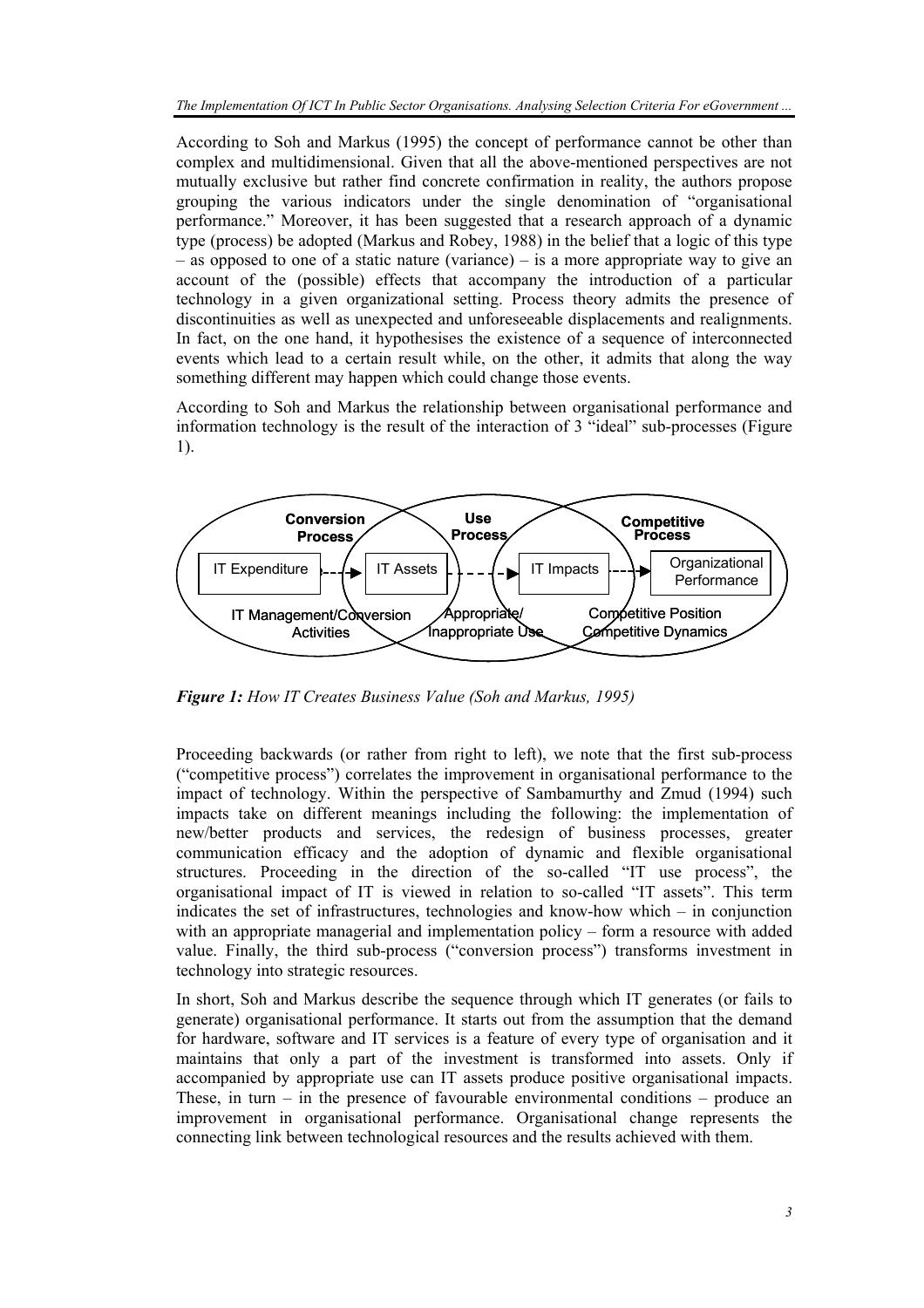According to Soh and Markus (1995) the concept of performance cannot be other than complex and multidimensional. Given that all the above-mentioned perspectives are not mutually exclusive but rather find concrete confirmation in reality, the authors propose grouping the various indicators under the single denomination of "organisational performance." Moreover, it has been suggested that a research approach of a dynamic type (process) be adopted (Markus and Robey, 1988) in the belief that a logic of this type – as opposed to one of a static nature (variance) – is a more appropriate way to give an account of the (possible) effects that accompany the introduction of a particular technology in a given organizational setting. Process theory admits the presence of discontinuities as well as unexpected and unforeseeable displacements and realignments. In fact, on the one hand, it hypothesises the existence of a sequence of interconnected events which lead to a certain result while, on the other, it admits that along the way something different may happen which could change those events.

According to Soh and Markus the relationship between organisational performance and information technology is the result of the interaction of 3 "ideal" sub-processes (Figure 1).

Conversion Process | Use Process | Competitive Process

IT Expenditure → IT Assets → IT Impacts → Organizational Performance

IT Management/Conversion Activities | Appropriate/ Inappropriate Use | Competitive Position Competitive Dynamics

***Figure 1:*** *How IT Creates Business Value (Soh and Markus, 1995)*

Proceeding backwards (or rather from right to left), we note that the first sub-process ("competitive process") correlates the improvement in organisational performance to the impact of technology. Within the perspective of Sambamurthy and Zmud (1994) such impacts take on different meanings including the following: the implementation of new/better products and services, the redesign of business processes, greater communication efficacy and the adoption of dynamic and flexible organisational structures. Proceeding in the direction of the so-called "IT use process", the organisational impact of IT is viewed in relation to so-called "IT assets". This term indicates the set of infrastructures, technologies and know-how which – in conjunction with an appropriate managerial and implementation policy – form a resource with added value. Finally, the third sub-process ("conversion process") transforms investment in technology into strategic resources.

In short, Soh and Markus describe the sequence through which IT generates (or fails to generate) organisational performance. It starts out from the assumption that the demand for hardware, software and IT services is a feature of every type of organisation and it maintains that only a part of the investment is transformed into assets. Only if accompanied by appropriate use can IT assets produce positive organisational impacts. These, in turn – in the presence of favourable environmental conditions – produce an improvement in organisational performance. Organisational change represents the connecting link between technological resources and the results achieved with them.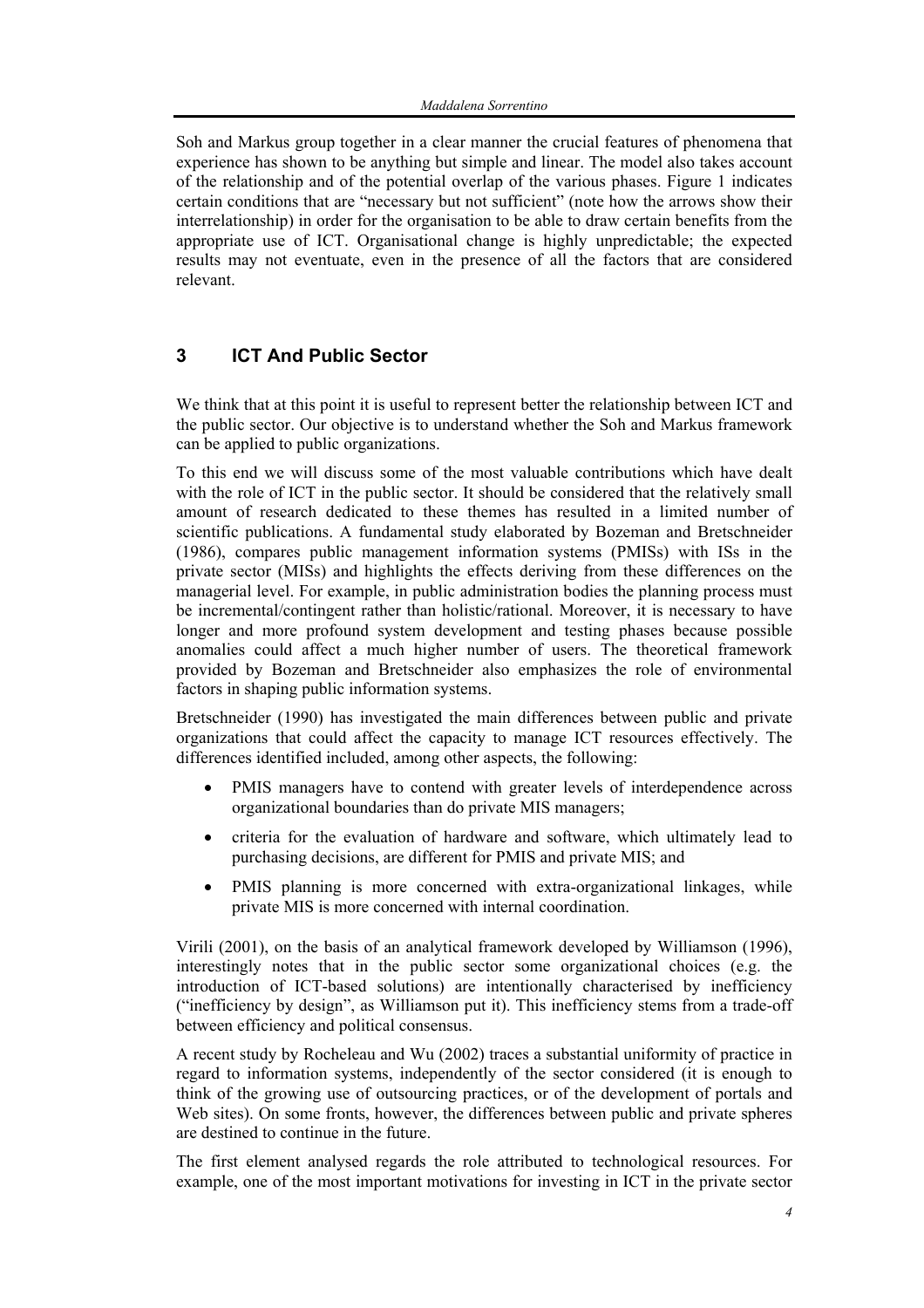Soh and Markus group together in a clear manner the crucial features of phenomena that experience has shown to be anything but simple and linear. The model also takes account of the relationship and of the potential overlap of the various phases. Figure 1 indicates certain conditions that are "necessary but not sufficient" (note how the arrows show their interrelationship) in order for the organisation to be able to draw certain benefits from the appropriate use of ICT. Organisational change is highly unpredictable; the expected results may not eventuate, even in the presence of all the factors that are considered relevant.

## 3 ICT And Public Sector

We think that at this point it is useful to represent better the relationship between ICT and the public sector. Our objective is to understand whether the Soh and Markus framework can be applied to public organizations.

To this end we will discuss some of the most valuable contributions which have dealt with the role of ICT in the public sector. It should be considered that the relatively small amount of research dedicated to these themes has resulted in a limited number of scientific publications. A fundamental study elaborated by Bozeman and Bretschneider (1986), compares public management information systems (PMISs) with ISs in the private sector (MISs) and highlights the effects deriving from these differences on the managerial level. For example, in public administration bodies the planning process must be incremental/contingent rather than holistic/rational. Moreover, it is necessary to have longer and more profound system development and testing phases because possible anomalies could affect a much higher number of users. The theoretical framework provided by Bozeman and Bretschneider also emphasizes the role of environmental factors in shaping public information systems.

Bretschneider (1990) has investigated the main differences between public and private organizations that could affect the capacity to manage ICT resources effectively. The differences identified included, among other aspects, the following:

- PMIS managers have to contend with greater levels of interdependence across organizational boundaries than do private MIS managers;
- criteria for the evaluation of hardware and software, which ultimately lead to purchasing decisions, are different for PMIS and private MIS; and
- PMIS planning is more concerned with extra-organizational linkages, while private MIS is more concerned with internal coordination.

Virili (2001), on the basis of an analytical framework developed by Williamson (1996), interestingly notes that in the public sector some organizational choices (e.g. the introduction of ICT-based solutions) are intentionally characterised by inefficiency ("inefficiency by design", as Williamson put it). This inefficiency stems from a trade-off between efficiency and political consensus.

A recent study by Rocheleau and Wu (2002) traces a substantial uniformity of practice in regard to information systems, independently of the sector considered (it is enough to think of the growing use of outsourcing practices, or of the development of portals and Web sites). On some fronts, however, the differences between public and private spheres are destined to continue in the future.

The first element analysed regards the role attributed to technological resources. For example, one of the most important motivations for investing in ICT in the private sector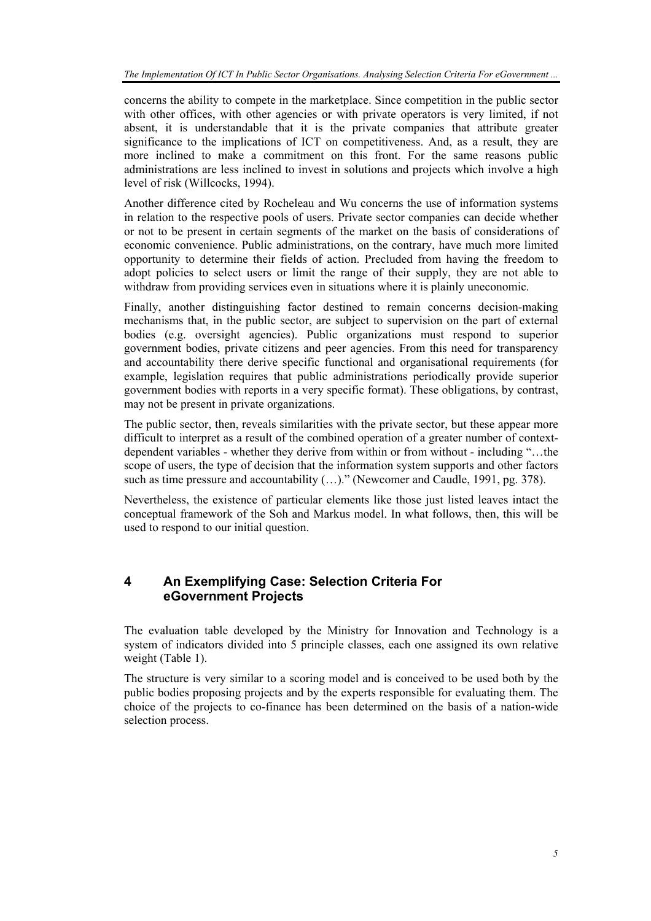concerns the ability to compete in the marketplace. Since competition in the public sector with other offices, with other agencies or with private operators is very limited, if not absent, it is understandable that it is the private companies that attribute greater significance to the implications of ICT on competitiveness. And, as a result, they are more inclined to make a commitment on this front. For the same reasons public administrations are less inclined to invest in solutions and projects which involve a high level of risk (Willcocks, 1994).

Another difference cited by Rocheleau and Wu concerns the use of information systems in relation to the respective pools of users. Private sector companies can decide whether or not to be present in certain segments of the market on the basis of considerations of economic convenience. Public administrations, on the contrary, have much more limited opportunity to determine their fields of action. Precluded from having the freedom to adopt policies to select users or limit the range of their supply, they are not able to withdraw from providing services even in situations where it is plainly uneconomic.

Finally, another distinguishing factor destined to remain concerns decision-making mechanisms that, in the public sector, are subject to supervision on the part of external bodies (e.g. oversight agencies). Public organizations must respond to superior government bodies, private citizens and peer agencies. From this need for transparency and accountability there derive specific functional and organisational requirements (for example, legislation requires that public administrations periodically provide superior government bodies with reports in a very specific format). These obligations, by contrast, may not be present in private organizations.

The public sector, then, reveals similarities with the private sector, but these appear more difficult to interpret as a result of the combined operation of a greater number of context-dependent variables - whether they derive from within or from without - including "…the scope of users, the type of decision that the information system supports and other factors such as time pressure and accountability (…)." (Newcomer and Caudle, 1991, pg. 378).

Nevertheless, the existence of particular elements like those just listed leaves intact the conceptual framework of the Soh and Markus model. In what follows, then, this will be used to respond to our initial question.

## 4 An Exemplifying Case: Selection Criteria For eGovernment Projects

The evaluation table developed by the Ministry for Innovation and Technology is a system of indicators divided into 5 principle classes, each one assigned its own relative weight (Table 1).

The structure is very similar to a scoring model and is conceived to be used both by the public bodies proposing projects and by the experts responsible for evaluating them. The choice of the projects to co-finance has been determined on the basis of a nation-wide selection process.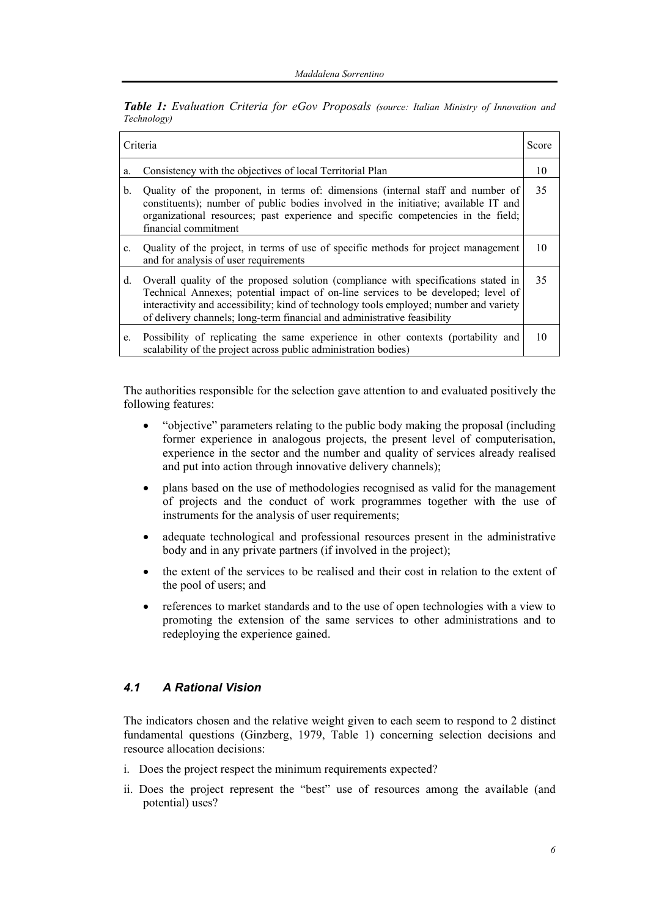***Table 1:*** *Evaluation Criteria for eGov Proposals (source: Italian Ministry of Innovation and Technology)*

| Criteria | Score |
|---|---|
| a. Consistency with the objectives of local Territorial Plan | 10 |
| b. Quality of the proponent, in terms of: dimensions (internal staff and number of constituents); number of public bodies involved in the initiative; available IT and organizational resources; past experience and specific competencies in the field; financial commitment | 35 |
| c. Quality of the project, in terms of use of specific methods for project management and for analysis of user requirements | 10 |
| d. Overall quality of the proposed solution (compliance with specifications stated in Technical Annexes; potential impact of on-line services to be developed; level of interactivity and accessibility; kind of technology tools employed; number and variety of delivery channels; long-term financial and administrative feasibility | 35 |
| e. Possibility of replicating the same experience in other contexts (portability and scalability of the project across public administration bodies) | 10 |

The authorities responsible for the selection gave attention to and evaluated positively the following features:

- "objective" parameters relating to the public body making the proposal (including former experience in analogous projects, the present level of computerisation, experience in the sector and the number and quality of services already realised and put into action through innovative delivery channels);
- plans based on the use of methodologies recognised as valid for the management of projects and the conduct of work programmes together with the use of instruments for the analysis of user requirements;
- adequate technological and professional resources present in the administrative body and in any private partners (if involved in the project);
- the extent of the services to be realised and their cost in relation to the extent of the pool of users; and
- references to market standards and to the use of open technologies with a view to promoting the extension of the same services to other administrations and to redeploying the experience gained.

### *4.1 A Rational Vision*

The indicators chosen and the relative weight given to each seem to respond to 2 distinct fundamental questions (Ginzberg, 1979, Table 1) concerning selection decisions and resource allocation decisions:

i. Does the project respect the minimum requirements expected?

ii. Does the project represent the "best" use of resources among the available (and potential) uses?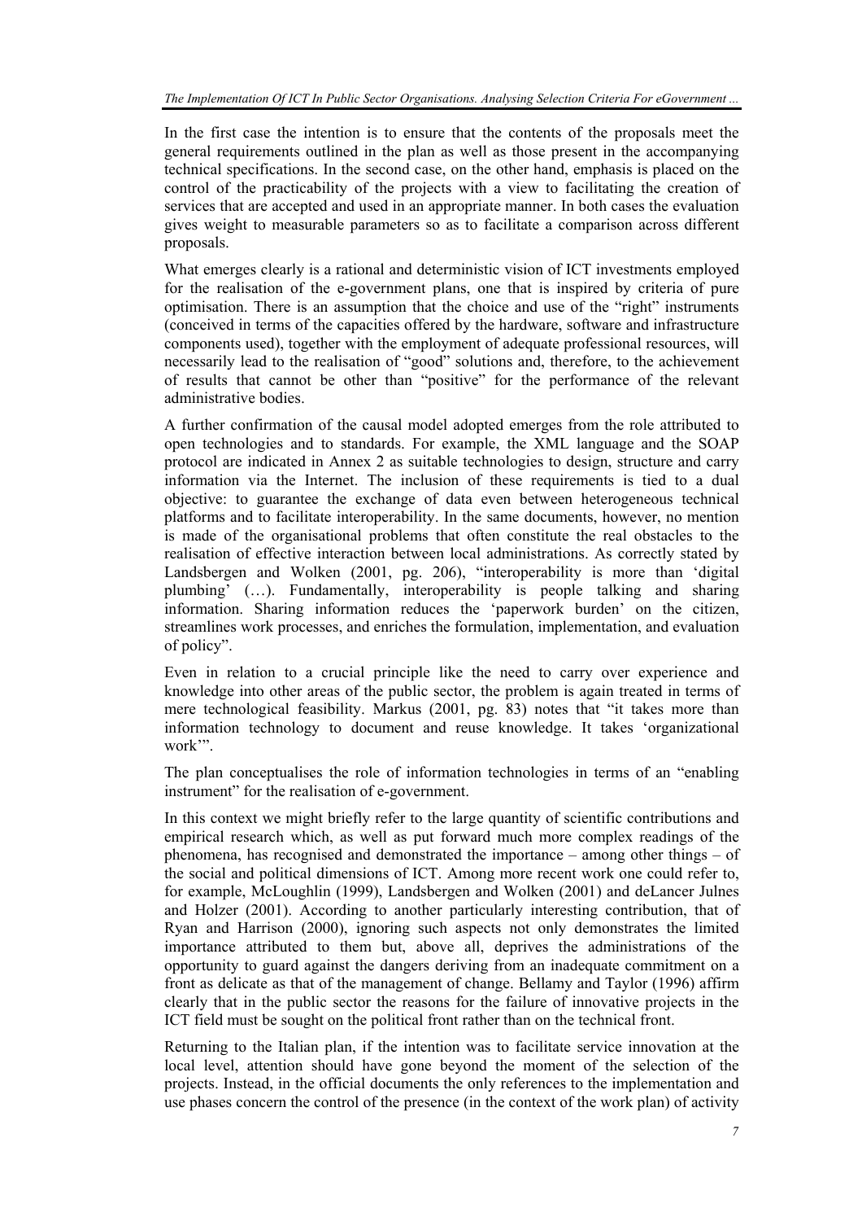In the first case the intention is to ensure that the contents of the proposals meet the general requirements outlined in the plan as well as those present in the accompanying technical specifications. In the second case, on the other hand, emphasis is placed on the control of the practicability of the projects with a view to facilitating the creation of services that are accepted and used in an appropriate manner. In both cases the evaluation gives weight to measurable parameters so as to facilitate a comparison across different proposals.

What emerges clearly is a rational and deterministic vision of ICT investments employed for the realisation of the e-government plans, one that is inspired by criteria of pure optimisation. There is an assumption that the choice and use of the "right" instruments (conceived in terms of the capacities offered by the hardware, software and infrastructure components used), together with the employment of adequate professional resources, will necessarily lead to the realisation of "good" solutions and, therefore, to the achievement of results that cannot be other than "positive" for the performance of the relevant administrative bodies.

A further confirmation of the causal model adopted emerges from the role attributed to open technologies and to standards. For example, the XML language and the SOAP protocol are indicated in Annex 2 as suitable technologies to design, structure and carry information via the Internet. The inclusion of these requirements is tied to a dual objective: to guarantee the exchange of data even between heterogeneous technical platforms and to facilitate interoperability. In the same documents, however, no mention is made of the organisational problems that often constitute the real obstacles to the realisation of effective interaction between local administrations. As correctly stated by Landsbergen and Wolken (2001, pg. 206), "interoperability is more than 'digital plumbing' (…). Fundamentally, interoperability is people talking and sharing information. Sharing information reduces the 'paperwork burden' on the citizen, streamlines work processes, and enriches the formulation, implementation, and evaluation of policy".

Even in relation to a crucial principle like the need to carry over experience and knowledge into other areas of the public sector, the problem is again treated in terms of mere technological feasibility. Markus (2001, pg. 83) notes that "it takes more than information technology to document and reuse knowledge. It takes 'organizational work'".

The plan conceptualises the role of information technologies in terms of an "enabling instrument" for the realisation of e-government.

In this context we might briefly refer to the large quantity of scientific contributions and empirical research which, as well as put forward much more complex readings of the phenomena, has recognised and demonstrated the importance – among other things – of the social and political dimensions of ICT. Among more recent work one could refer to, for example, McLoughlin (1999), Landsbergen and Wolken (2001) and deLancer Julnes and Holzer (2001). According to another particularly interesting contribution, that of Ryan and Harrison (2000), ignoring such aspects not only demonstrates the limited importance attributed to them but, above all, deprives the administrations of the opportunity to guard against the dangers deriving from an inadequate commitment on a front as delicate as that of the management of change. Bellamy and Taylor (1996) affirm clearly that in the public sector the reasons for the failure of innovative projects in the ICT field must be sought on the political front rather than on the technical front.

Returning to the Italian plan, if the intention was to facilitate service innovation at the local level, attention should have gone beyond the moment of the selection of the projects. Instead, in the official documents the only references to the implementation and use phases concern the control of the presence (in the context of the work plan) of activity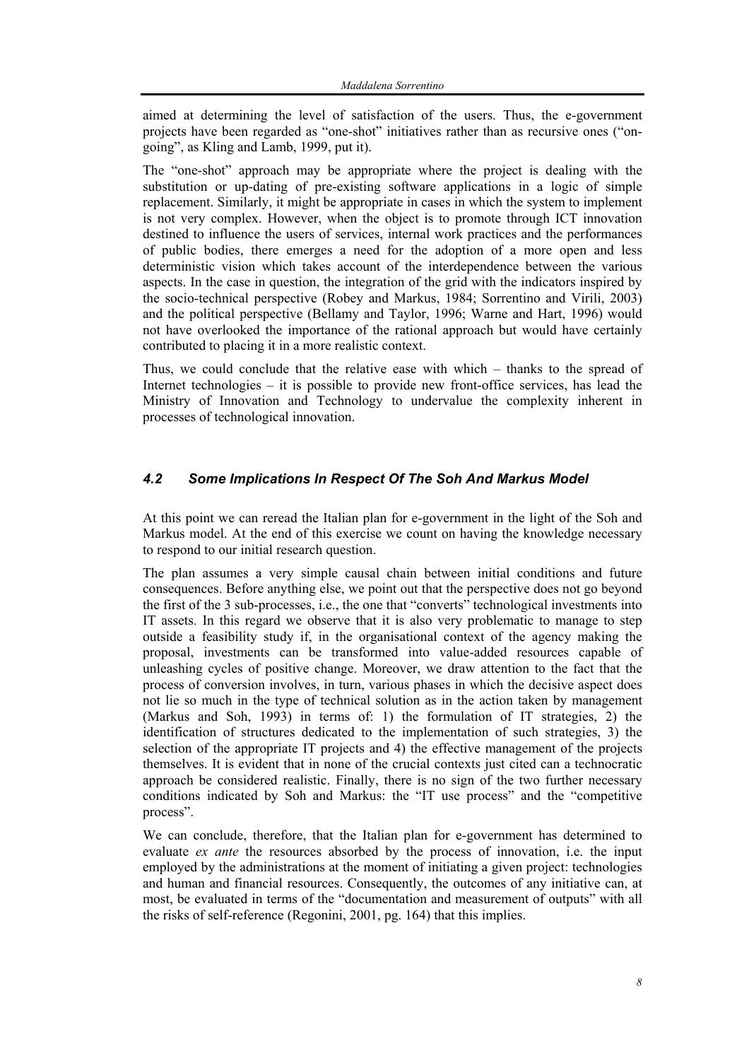aimed at determining the level of satisfaction of the users. Thus, the e-government projects have been regarded as "one-shot" initiatives rather than as recursive ones ("on-going", as Kling and Lamb, 1999, put it).

The "one-shot" approach may be appropriate where the project is dealing with the substitution or up-dating of pre-existing software applications in a logic of simple replacement. Similarly, it might be appropriate in cases in which the system to implement is not very complex. However, when the object is to promote through ICT innovation destined to influence the users of services, internal work practices and the performances of public bodies, there emerges a need for the adoption of a more open and less deterministic vision which takes account of the interdependence between the various aspects. In the case in question, the integration of the grid with the indicators inspired by the socio-technical perspective (Robey and Markus, 1984; Sorrentino and Virili, 2003) and the political perspective (Bellamy and Taylor, 1996; Warne and Hart, 1996) would not have overlooked the importance of the rational approach but would have certainly contributed to placing it in a more realistic context.

Thus, we could conclude that the relative ease with which – thanks to the spread of Internet technologies – it is possible to provide new front-office services, has lead the Ministry of Innovation and Technology to undervalue the complexity inherent in processes of technological innovation.

### *4.2 Some Implications In Respect Of The Soh And Markus Model*

At this point we can reread the Italian plan for e-government in the light of the Soh and Markus model. At the end of this exercise we count on having the knowledge necessary to respond to our initial research question.

The plan assumes a very simple causal chain between initial conditions and future consequences. Before anything else, we point out that the perspective does not go beyond the first of the 3 sub-processes, i.e., the one that "converts" technological investments into IT assets. In this regard we observe that it is also very problematic to manage to step outside a feasibility study if, in the organisational context of the agency making the proposal, investments can be transformed into value-added resources capable of unleashing cycles of positive change. Moreover, we draw attention to the fact that the process of conversion involves, in turn, various phases in which the decisive aspect does not lie so much in the type of technical solution as in the action taken by management (Markus and Soh, 1993) in terms of: 1) the formulation of IT strategies, 2) the identification of structures dedicated to the implementation of such strategies, 3) the selection of the appropriate IT projects and 4) the effective management of the projects themselves. It is evident that in none of the crucial contexts just cited can a technocratic approach be considered realistic. Finally, there is no sign of the two further necessary conditions indicated by Soh and Markus: the "IT use process" and the "competitive process".

We can conclude, therefore, that the Italian plan for e-government has determined to evaluate *ex ante* the resources absorbed by the process of innovation, i.e. the input employed by the administrations at the moment of initiating a given project: technologies and human and financial resources. Consequently, the outcomes of any initiative can, at most, be evaluated in terms of the "documentation and measurement of outputs" with all the risks of self-reference (Regonini, 2001, pg. 164) that this implies.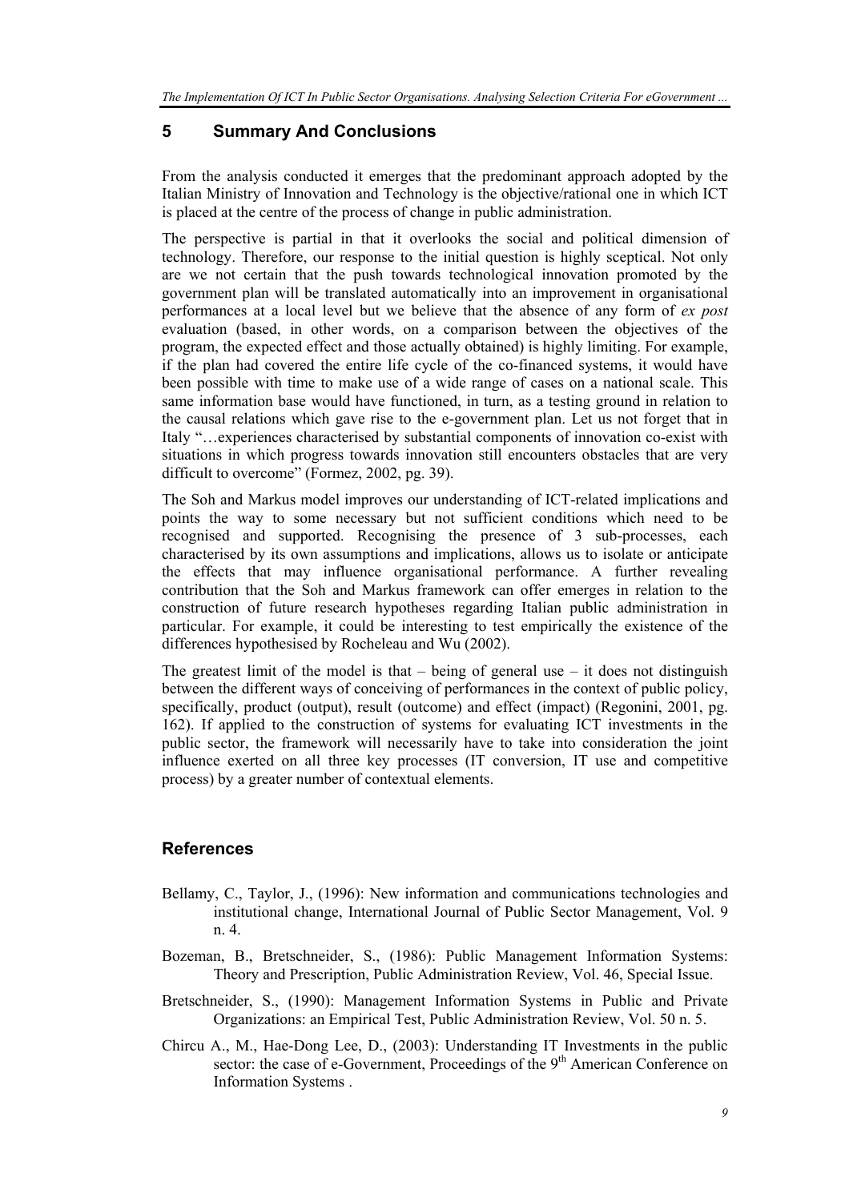## 5 Summary And Conclusions

From the analysis conducted it emerges that the predominant approach adopted by the Italian Ministry of Innovation and Technology is the objective/rational one in which ICT is placed at the centre of the process of change in public administration.

The perspective is partial in that it overlooks the social and political dimension of technology. Therefore, our response to the initial question is highly sceptical. Not only are we not certain that the push towards technological innovation promoted by the government plan will be translated automatically into an improvement in organisational performances at a local level but we believe that the absence of any form of *ex post* evaluation (based, in other words, on a comparison between the objectives of the program, the expected effect and those actually obtained) is highly limiting. For example, if the plan had covered the entire life cycle of the co-financed systems, it would have been possible with time to make use of a wide range of cases on a national scale. This same information base would have functioned, in turn, as a testing ground in relation to the causal relations which gave rise to the e-government plan. Let us not forget that in Italy "…experiences characterised by substantial components of innovation co-exist with situations in which progress towards innovation still encounters obstacles that are very difficult to overcome" (Formez, 2002, pg. 39).

The Soh and Markus model improves our understanding of ICT-related implications and points the way to some necessary but not sufficient conditions which need to be recognised and supported. Recognising the presence of 3 sub-processes, each characterised by its own assumptions and implications, allows us to isolate or anticipate the effects that may influence organisational performance. A further revealing contribution that the Soh and Markus framework can offer emerges in relation to the construction of future research hypotheses regarding Italian public administration in particular. For example, it could be interesting to test empirically the existence of the differences hypothesised by Rocheleau and Wu (2002).

The greatest limit of the model is that – being of general use – it does not distinguish between the different ways of conceiving of performances in the context of public policy, specifically, product (output), result (outcome) and effect (impact) (Regonini, 2001, pg. 162). If applied to the construction of systems for evaluating ICT investments in the public sector, the framework will necessarily have to take into consideration the joint influence exerted on all three key processes (IT conversion, IT use and competitive process) by a greater number of contextual elements.

## References

Bellamy, C., Taylor, J., (1996): New information and communications technologies and institutional change, International Journal of Public Sector Management, Vol. 9 n. 4.

Bozeman, B., Bretschneider, S., (1986): Public Management Information Systems: Theory and Prescription, Public Administration Review, Vol. 46, Special Issue.

Bretschneider, S., (1990): Management Information Systems in Public and Private Organizations: an Empirical Test, Public Administration Review, Vol. 50 n. 5.

Chircu A., M., Hae-Dong Lee, D., (2003): Understanding IT Investments in the public sector: the case of e-Government, Proceedings of the 9th American Conference on Information Systems .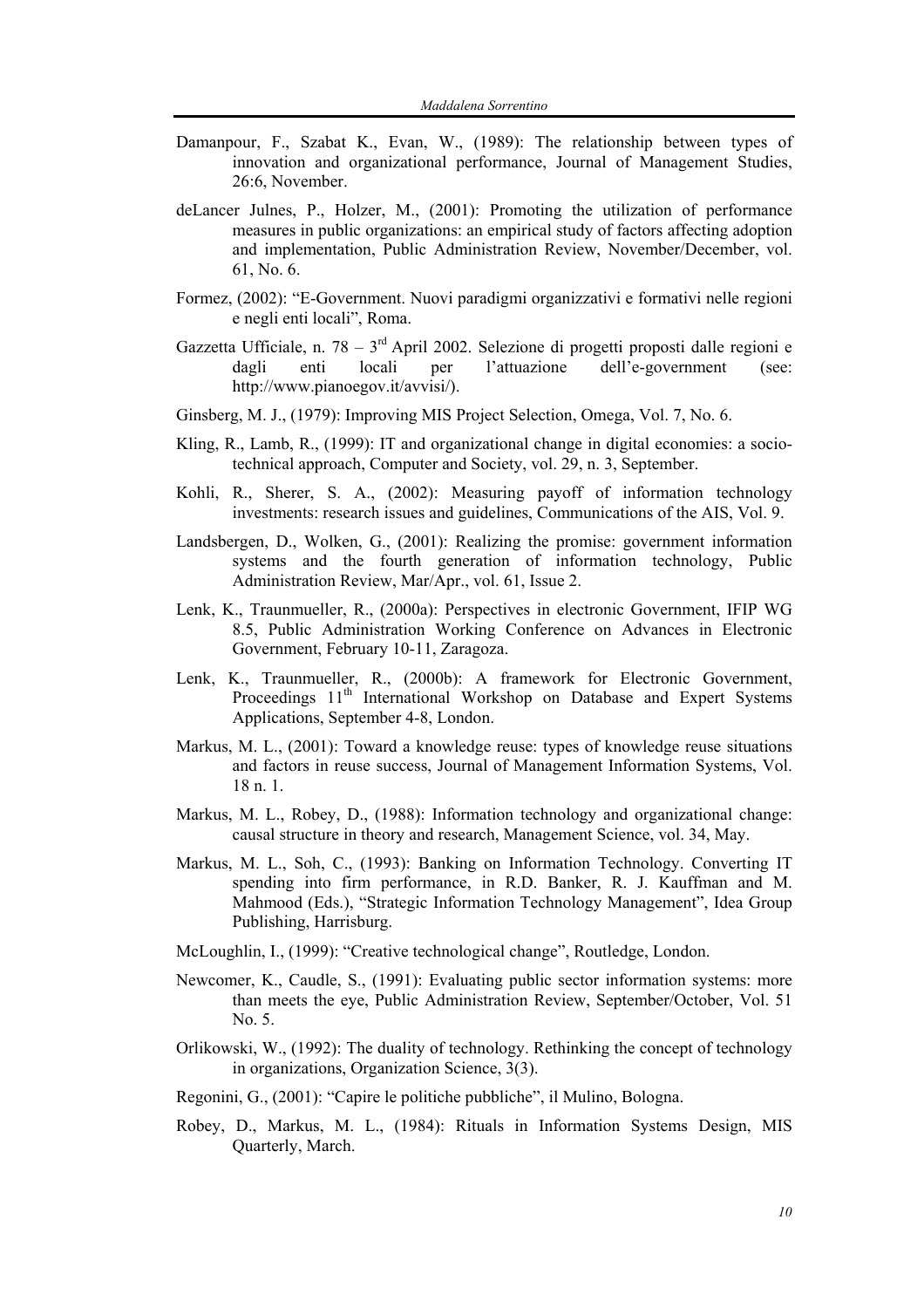Damanpour, F., Szabat K., Evan, W., (1989): The relationship between types of innovation and organizational performance, Journal of Management Studies, 26:6, November.

deLancer Julnes, P., Holzer, M., (2001): Promoting the utilization of performance measures in public organizations: an empirical study of factors affecting adoption and implementation, Public Administration Review, November/December, vol. 61, No. 6.

Formez, (2002): "E-Government. Nuovi paradigmi organizzativi e formativi nelle regioni e negli enti locali", Roma.

Gazzetta Ufficiale, n. 78 – 3rd April 2002. Selezione di progetti proposti dalle regioni e dagli enti locali per l'attuazione dell'e-government (see: http://www.pianoegov.it/avvisi/).

Ginsberg, M. J., (1979): Improving MIS Project Selection, Omega, Vol. 7, No. 6.

Kling, R., Lamb, R., (1999): IT and organizational change in digital economies: a socio-technical approach, Computer and Society, vol. 29, n. 3, September.

Kohli, R., Sherer, S. A., (2002): Measuring payoff of information technology investments: research issues and guidelines, Communications of the AIS, Vol. 9.

Landsbergen, D., Wolken, G., (2001): Realizing the promise: government information systems and the fourth generation of information technology, Public Administration Review, Mar/Apr., vol. 61, Issue 2.

Lenk, K., Traunmueller, R., (2000a): Perspectives in electronic Government, IFIP WG 8.5, Public Administration Working Conference on Advances in Electronic Government, February 10-11, Zaragoza.

Lenk, K., Traunmueller, R., (2000b): A framework for Electronic Government, Proceedings 11th International Workshop on Database and Expert Systems Applications, September 4-8, London.

Markus, M. L., (2001): Toward a knowledge reuse: types of knowledge reuse situations and factors in reuse success, Journal of Management Information Systems, Vol. 18 n. 1.

Markus, M. L., Robey, D., (1988): Information technology and organizational change: causal structure in theory and research, Management Science, vol. 34, May.

Markus, M. L., Soh, C., (1993): Banking on Information Technology. Converting IT spending into firm performance, in R.D. Banker, R. J. Kauffman and M. Mahmood (Eds.), "Strategic Information Technology Management", Idea Group Publishing, Harrisburg.

McLoughlin, I., (1999): "Creative technological change", Routledge, London.

Newcomer, K., Caudle, S., (1991): Evaluating public sector information systems: more than meets the eye, Public Administration Review, September/October, Vol. 51 No. 5.

Orlikowski, W., (1992): The duality of technology. Rethinking the concept of technology in organizations, Organization Science, 3(3).

Regonini, G., (2001): "Capire le politiche pubbliche", il Mulino, Bologna.

Robey, D., Markus, M. L., (1984): Rituals in Information Systems Design, MIS Quarterly, March.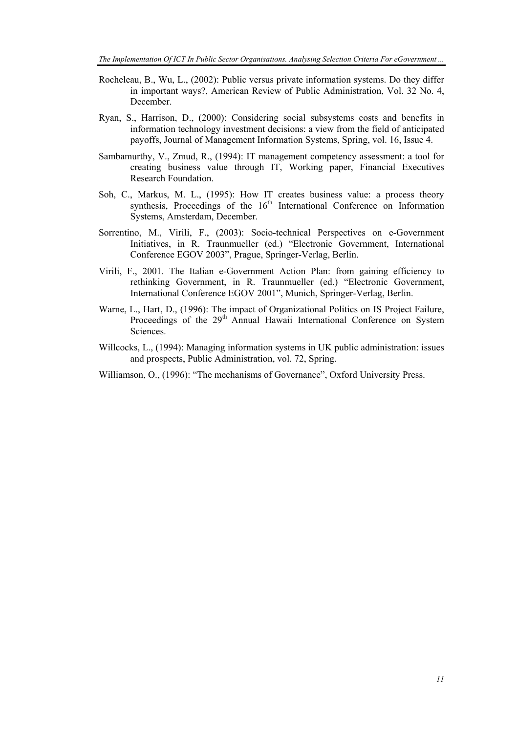Rocheleau, B., Wu, L., (2002): Public versus private information systems. Do they differ in important ways?, American Review of Public Administration, Vol. 32 No. 4, December.

Ryan, S., Harrison, D., (2000): Considering social subsystems costs and benefits in information technology investment decisions: a view from the field of anticipated payoffs, Journal of Management Information Systems, Spring, vol. 16, Issue 4.

Sambamurthy, V., Zmud, R., (1994): IT management competency assessment: a tool for creating business value through IT, Working paper, Financial Executives Research Foundation.

Soh, C., Markus, M. L., (1995): How IT creates business value: a process theory synthesis, Proceedings of the 16th International Conference on Information Systems, Amsterdam, December.

Sorrentino, M., Virili, F., (2003): Socio-technical Perspectives on e-Government Initiatives, in R. Traunmueller (ed.) "Electronic Government, International Conference EGOV 2003", Prague, Springer-Verlag, Berlin.

Virili, F., 2001. The Italian e-Government Action Plan: from gaining efficiency to rethinking Government, in R. Traunmueller (ed.) "Electronic Government, International Conference EGOV 2001", Munich, Springer-Verlag, Berlin.

Warne, L., Hart, D., (1996): The impact of Organizational Politics on IS Project Failure, Proceedings of the 29th Annual Hawaii International Conference on System Sciences.

Willcocks, L., (1994): Managing information systems in UK public administration: issues and prospects, Public Administration, vol. 72, Spring.

Williamson, O., (1996): "The mechanisms of Governance", Oxford University Press.